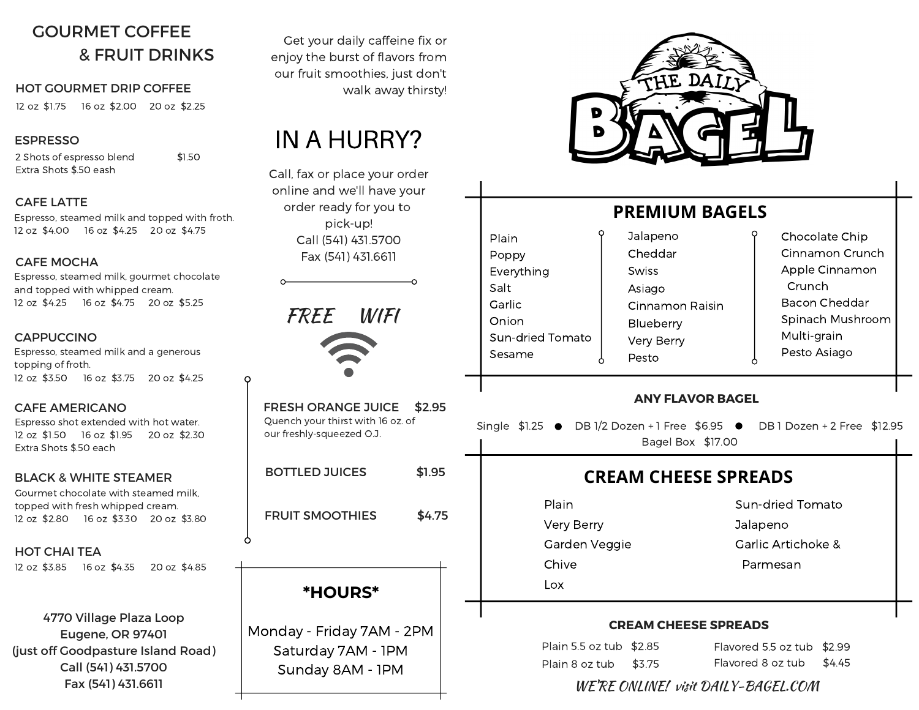## GOURMET COFFEE & FRUIT DRINKS

### HOT GOURMET DRIP COFFEE

12 oz $1.75  16 oz $2.00  20 oz $2.25

### ESPRESSO

2 Shots of espresso blend $1.50
Extra Shots $.50 eash

### CAFE LATTE

Espresso, steamed milk and topped with froth.
12 oz $4.00  16 oz $4.25  20 oz $4.75

### CAFE MOCHA

Espresso, steamed milk, gourmet chocolate and topped with whipped cream.
12 oz $4.25  16 oz $4.75  20 oz $5.25

### CAPPUCCINO

Espresso, steamed milk and a generous topping of froth.
12 oz $3.50  16 oz $3.75  20 oz $4.25

### CAFE AMERICANO

Espresso shot extended with hot water.
12 oz $1.50  16 oz $1.95  20 oz $2.30
Extra Shots $.50 each

### BLACK & WHITE STEAMER

Gourmet chocolate with steamed milk, topped with fresh whipped cream.
12 oz $2.80  16 oz $3.30  20 oz $3.80

### HOT CHAI TEA

12 oz $3.85  16 oz $4.35  20 oz $4.85

**4770 Village Plaza Loop**
**Eugene, OR 97401**
**(just off Goodpasture Island Road)**
**Call (541) 431.5700**
**Fax (541) 431.6611**

Get your daily caffeine fix or enjoy the burst of flavors from our fruit smoothies, just don't walk away thirsty!

## IN A HURRY?

Call, fax or place your order online and we'll have your order ready for you to pick-up!
Call (541) 431.5700
Fax (541) 431.6611

*FREE WIFI*

### FRESH ORANGE JUICE $2.95

Quench your thirst with 16 oz. of our freshly-squeezed O.J.

### BOTTLED JUICES $1.95

### FRUIT SMOOTHIES $4.75

## *HOURS*

Monday - Friday 7AM - 2PM
Saturday 7AM - 1PM
Sunday 8AM - 1PM

# THE DAILY BAGEL

## PREMIUM BAGELS

- Plain
- Poppy
- Everything
- Salt
- Garlic
- Onion
- Sun-dried Tomato
- Sesame
- Jalapeno
- Cheddar
- Swiss
- Asiago
- Cinnamon Raisin
- Blueberry
- Very Berry
- Pesto
- Chocolate Chip
- Cinnamon Crunch
- Apple Cinnamon Crunch
- Bacon Cheddar
- Spinach Mushroom
- Multi-grain
- Pesto Asiago

### ANY FLAVOR BAGEL

Single $1.25 • DB 1/2 Dozen + 1 Free $6.95 • DB 1 Dozen + 2 Free $12.95
Bagel Box $17.00

## CREAM CHEESE SPREADS

- Plain
- Very Berry
- Garden Veggie
- Chive
- Lox
- Sun-dried Tomato
- Jalapeno
- Garlic Artichoke & Parmesan

### CREAM CHEESE SPREADS

Plain 5.5 oz tub $2.85  Flavored 5.5 oz tub $2.99
Plain 8 oz tub $3.75  Flavored 8 oz tub $4.45

*WE'RE ONLINE! visit DAILY-BAGEL.COM*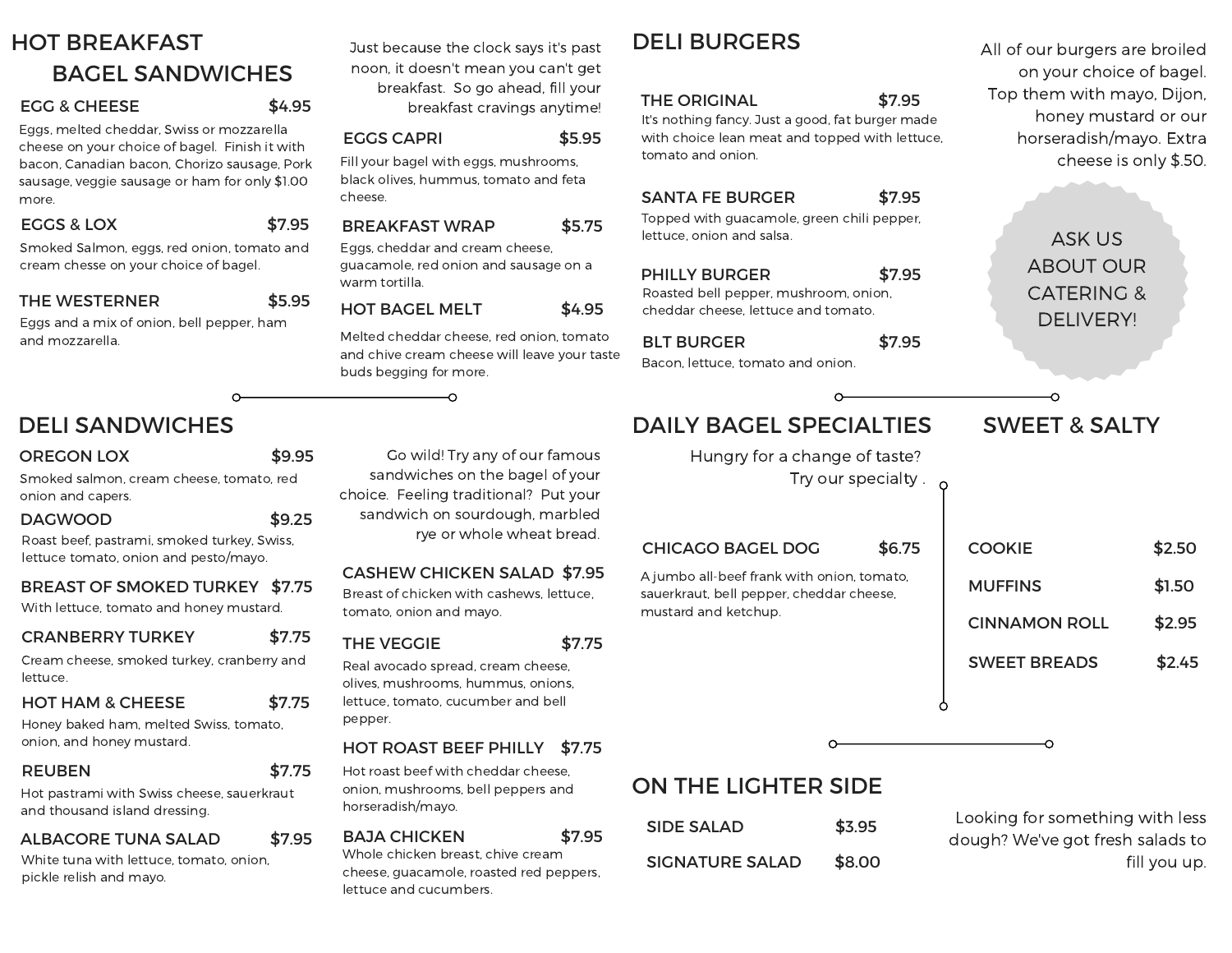# HOT BREAKFAST BAGEL SANDWICHES

Just because the clock says it's past noon, it doesn't mean you can't get breakfast. So go ahead, fill your breakfast cravings anytime!

### EGG & CHEESE $4.95

Eggs, melted cheddar, Swiss or mozzarella cheese on your choice of bagel. Finish it with bacon, Canadian bacon, Chorizo sausage, Pork sausage, veggie sausage or ham for only $1.00 more.

### EGGS & LOX $7.95

Smoked Salmon, eggs, red onion, tomato and cream chesse on your choice of bagel.

### THE WESTERNER $5.95

Eggs and a mix of onion, bell pepper, ham and mozzarella.

### EGGS CAPRI $5.95

Fill your bagel with eggs, mushrooms, black olives, hummus, tomato and feta cheese.

### BREAKFAST WRAP $5.75

Eggs, cheddar and cream cheese, guacamole, red onion and sausage on a warm tortilla.

### HOT BAGEL MELT $4.95

Melted cheddar cheese, red onion, tomato and chive cream cheese will leave your taste buds begging for more.

# DELI BURGERS

All of our burgers are broiled on your choice of bagel. Top them with mayo, Dijon, honey mustard or our horseradish/mayo. Extra cheese is only $.50.

### THE ORIGINAL $7.95

It's nothing fancy. Just a good, fat burger made with choice lean meat and topped with lettuce, tomato and onion.

### SANTA FE BURGER $7.95

Topped with guacamole, green chili pepper, lettuce, onion and salsa.

### PHILLY BURGER $7.95

Roasted bell pepper, mushroom, onion, cheddar cheese, lettuce and tomato.

### BLT BURGER $7.95

Bacon, lettuce, tomato and onion.

ASK US ABOUT OUR CATERING & DELIVERY!

# DELI SANDWICHES

Go wild! Try any of our famous sandwiches on the bagel of your choice. Feeling traditional? Put your sandwich on sourdough, marbled rye or whole wheat bread.

### OREGON LOX $9.95

Smoked salmon, cream cheese, tomato, red onion and capers.

### DAGWOOD $9.25

Roast beef, pastrami, smoked turkey, Swiss, lettuce tomato, onion and pesto/mayo.

### BREAST OF SMOKED TURKEY $7.75

With lettuce, tomato and honey mustard.

### CRANBERRY TURKEY $7.75

Cream cheese, smoked turkey, cranberry and lettuce.

### HOT HAM & CHEESE $7.75

Honey baked ham, melted Swiss, tomato, onion, and honey mustard.

### REUBEN $7.75

Hot pastrami with Swiss cheese, sauerkraut and thousand island dressing.

### ALBACORE TUNA SALAD $7.95

White tuna with lettuce, tomato, onion, pickle relish and mayo.

### CASHEW CHICKEN SALAD $7.95

Breast of chicken with cashews, lettuce, tomato, onion and mayo.

### THE VEGGIE $7.75

Real avocado spread, cream cheese, olives, mushrooms, hummus, onions, lettuce, tomato, cucumber and bell pepper.

### HOT ROAST BEEF PHILLY $7.75

Hot roast beef with cheddar cheese, onion, mushrooms, bell peppers and horseradish/mayo.

### BAJA CHICKEN $7.95

Whole chicken breast, chive cream cheese, guacamole, roasted red peppers, lettuce and cucumbers.

# DAILY BAGEL SPECIALTIES

Hungry for a change of taste? Try our specialty .

### CHICAGO BAGEL DOG $6.75

A jumbo all-beef frank with onion, tomato, sauerkraut, bell pepper, cheddar cheese, mustard and ketchup.

# SWEET & SALTY

| | |
|---|---|
| COOKIE | $2.50 |
| MUFFINS | $1.50 |
| CINNAMON ROLL | $2.95 |
| SWEET BREADS | $2.45 |

# ON THE LIGHTER SIDE

Looking for something with less dough? We've got fresh salads to fill you up.

| | |
|---|---|
| SIDE SALAD | $3.95 |
| SIGNATURE SALAD | $8.00 |